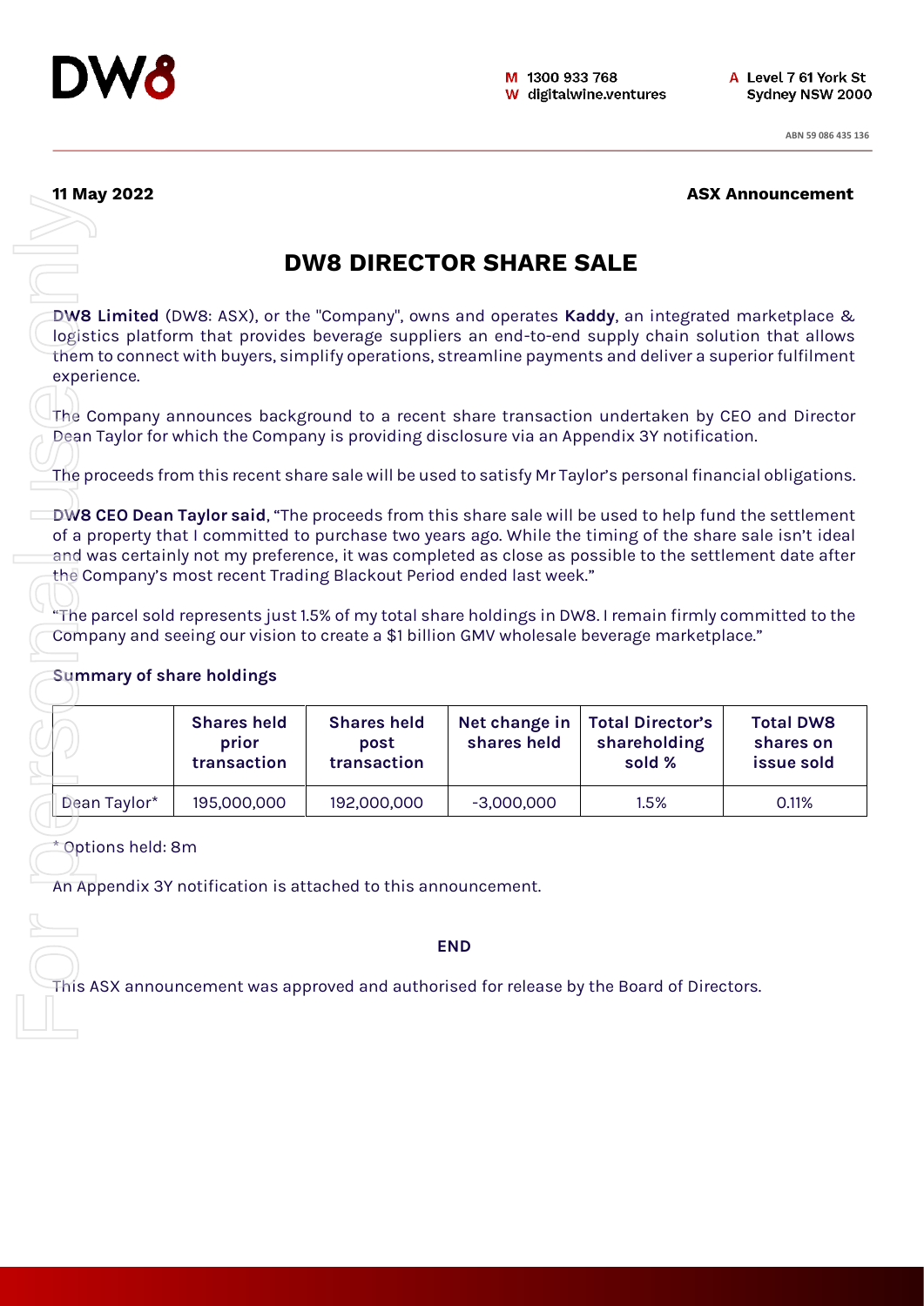DW8

M 1300 933 768
W digitalwine.ventures

A Level 7 61 York St
Sydney NSW 2000

ABN 59 086 435 136

**11 May 2022** **ASX Announcement**

# DW8 DIRECTOR SHARE SALE

**DW8 Limited** (DW8: ASX), or the "Company", owns and operates **Kaddy**, an integrated marketplace & logistics platform that provides beverage suppliers an end-to-end supply chain solution that allows them to connect with buyers, simplify operations, streamline payments and deliver a superior fulfilment experience.

The Company announces background to a recent share transaction undertaken by CEO and Director Dean Taylor for which the Company is providing disclosure via an Appendix 3Y notification.

The proceeds from this recent share sale will be used to satisfy Mr Taylor's personal financial obligations.

**DW8 CEO Dean Taylor said**, "The proceeds from this share sale will be used to help fund the settlement of a property that I committed to purchase two years ago. While the timing of the share sale isn't ideal and was certainly not my preference, it was completed as close as possible to the settlement date after the Company's most recent Trading Blackout Period ended last week."

"The parcel sold represents just 1.5% of my total share holdings in DW8. I remain firmly committed to the Company and seeing our vision to create a $1 billion GMV wholesale beverage marketplace."

### Summary of share holdings

| | Shares held prior transaction | Shares held post transaction | Net change in shares held | Total Director's shareholding sold % | Total DW8 shares on issue sold |
|---|---|---|---|---|---|
| Dean Taylor* | 195,000,000 | 192,000,000 | -3,000,000 | 1.5% | 0.11% |

\* Options held: 8m

An Appendix 3Y notification is attached to this announcement.

**END**

This ASX announcement was approved and authorised for release by the Board of Directors.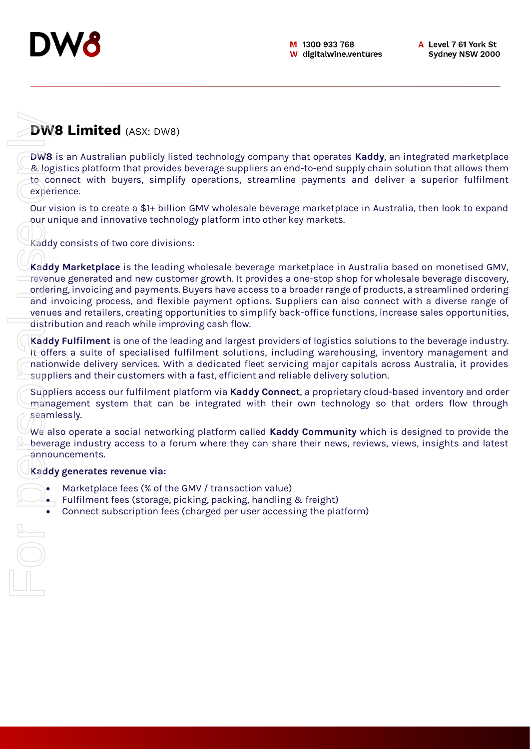## DW8 Limited (ASX: DW8)

**DW8** is an Australian publicly listed technology company that operates **Kaddy**, an integrated marketplace & logistics platform that provides beverage suppliers an end-to-end supply chain solution that allows them to connect with buyers, simplify operations, streamline payments and deliver a superior fulfilment experience.

Our vision is to create a $1+ billion GMV wholesale beverage marketplace in Australia, then look to expand our unique and innovative technology platform into other key markets.

Kaddy consists of two core divisions:

**Kaddy Marketplace** is the leading wholesale beverage marketplace in Australia based on monetised GMV, revenue generated and new customer growth. It provides a one-stop shop for wholesale beverage discovery, ordering, invoicing and payments. Buyers have access to a broader range of products, a streamlined ordering and invoicing process, and flexible payment options. Suppliers can also connect with a diverse range of venues and retailers, creating opportunities to simplify back-office functions, increase sales opportunities, distribution and reach while improving cash flow.

**Kaddy Fulfilment** is one of the leading and largest providers of logistics solutions to the beverage industry. It offers a suite of specialised fulfilment solutions, including warehousing, inventory management and nationwide delivery services. With a dedicated fleet servicing major capitals across Australia, it provides suppliers and their customers with a fast, efficient and reliable delivery solution.

Suppliers access our fulfilment platform via **Kaddy Connect**, a proprietary cloud-based inventory and order management system that can be integrated with their own technology so that orders flow through seamlessly.

We also operate a social networking platform called **Kaddy Community** which is designed to provide the beverage industry access to a forum where they can share their news, reviews, views, insights and latest announcements.

**Kaddy generates revenue via:**

- Marketplace fees (% of the GMV / transaction value)
- Fulfilment fees (storage, picking, packing, handling & freight)
- Connect subscription fees (charged per user accessing the platform)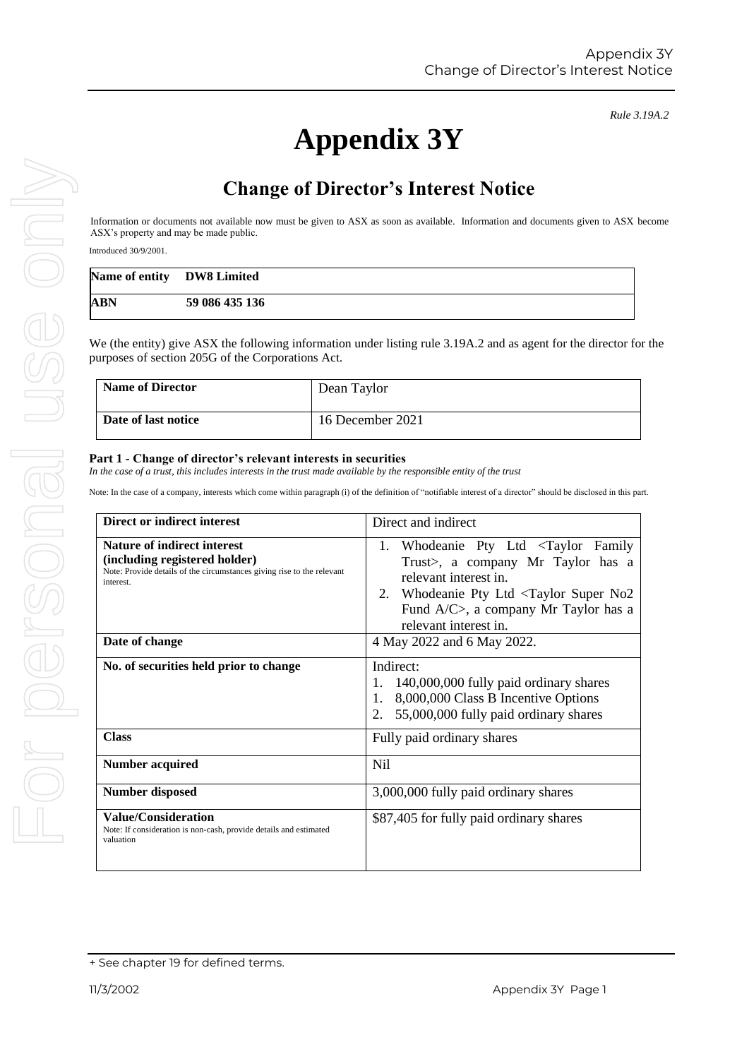*Rule 3.19A.2*

# Appendix 3Y

## Change of Director's Interest Notice

Information or documents not available now must be given to ASX as soon as available. Information and documents given to ASX become ASX's property and may be made public.

Introduced 30/9/2001.

| **Name of entity** | **DW8 Limited** |
|---|---|
| **ABN** | **59 086 435 136** |

We (the entity) give ASX the following information under listing rule 3.19A.2 and as agent for the director for the purposes of section 205G of the Corporations Act.

| **Name of Director** | Dean Taylor |
|---|---|
| **Date of last notice** | 16 December 2021 |

**Part 1 - Change of director's relevant interests in securities**

*In the case of a trust, this includes interests in the trust made available by the responsible entity of the trust*

Note: In the case of a company, interests which come within paragraph (i) of the definition of "notifiable interest of a director" should be disclosed in this part.

| **Direct or indirect interest** | Direct and indirect |
|---|---|
| **Nature of indirect interest (including registered holder)** Note: Provide details of the circumstances giving rise to the relevant interest. | 1. Whodeanie Pty Ltd <Taylor Family Trust>, a company Mr Taylor has a relevant interest in.<br>2. Whodeanie Pty Ltd <Taylor Super No2 Fund A/C>, a company Mr Taylor has a relevant interest in. |
| **Date of change** | 4 May 2022 and 6 May 2022. |
| **No. of securities held prior to change** | Indirect:<br>1. 140,000,000 fully paid ordinary shares<br>1. 8,000,000 Class B Incentive Options<br>2. 55,000,000 fully paid ordinary shares |
| **Class** | Fully paid ordinary shares |
| **Number acquired** | Nil |
| **Number disposed** | 3,000,000 fully paid ordinary shares |
| **Value/Consideration** Note: If consideration is non-cash, provide details and estimated valuation | $87,405 for fully paid ordinary shares |

+ See chapter 19 for defined terms.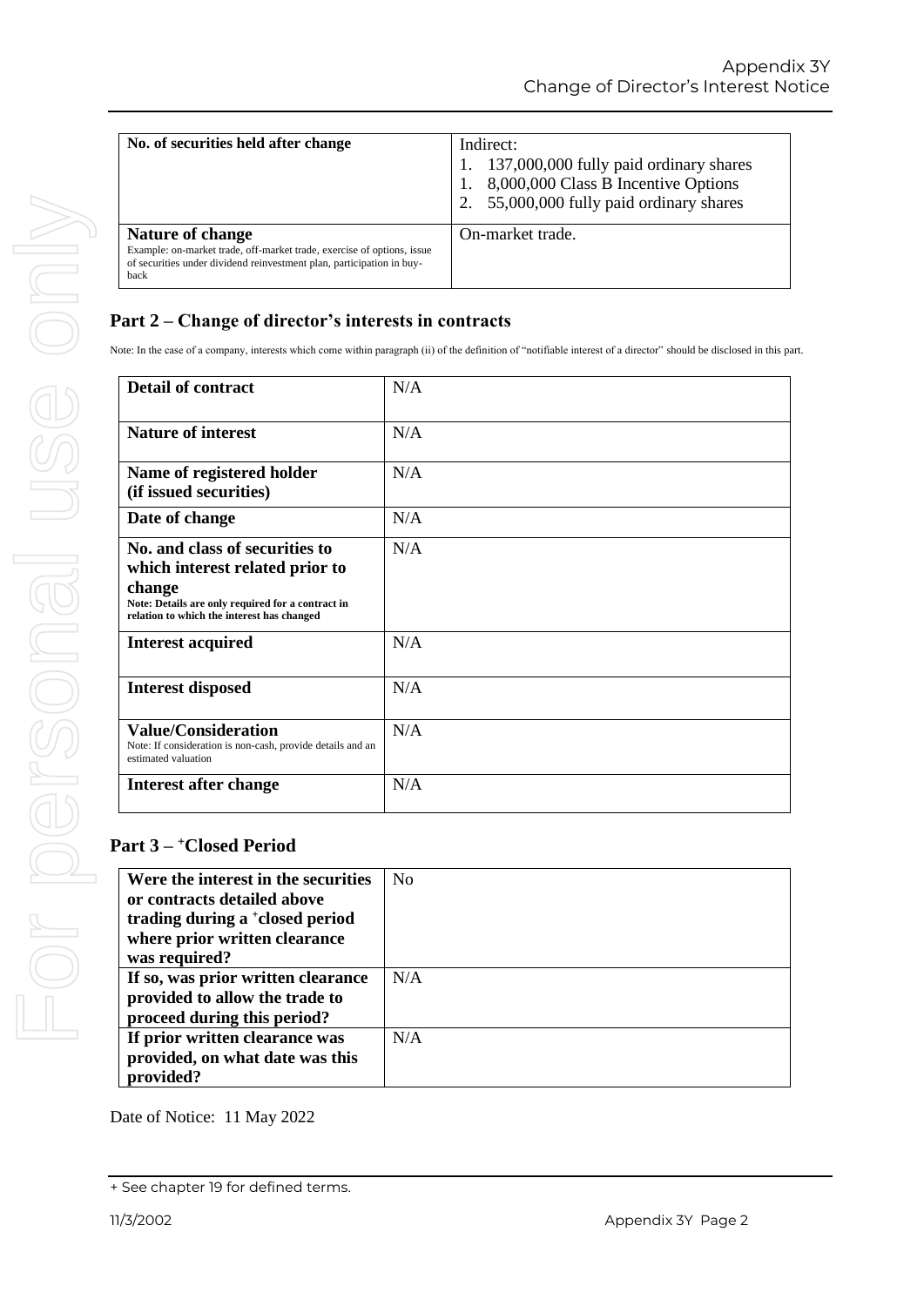| | |
|---|---|
| **No. of securities held after change** | Indirect:<br>1. 137,000,000 fully paid ordinary shares<br>1. 8,000,000 Class B Incentive Options<br>2. 55,000,000 fully paid ordinary shares |
| **Nature of change**<br>Example: on-market trade, off-market trade, exercise of options, issue of securities under dividend reinvestment plan, participation in buy-back | On-market trade. |

## Part 2 – Change of director's interests in contracts

Note: In the case of a company, interests which come within paragraph (ii) of the definition of "notifiable interest of a director" should be disclosed in this part.

| | |
|---|---|
| **Detail of contract** | N/A |
| **Nature of interest** | N/A |
| **Name of registered holder (if issued securities)** | N/A |
| **Date of change** | N/A |
| **No. and class of securities to which interest related prior to change**<br>Note: Details are only required for a contract in relation to which the interest has changed | N/A |
| **Interest acquired** | N/A |
| **Interest disposed** | N/A |
| **Value/Consideration**<br>Note: If consideration is non-cash, provide details and an estimated valuation | N/A |
| **Interest after change** | N/A |

## Part 3 – +Closed Period

| | |
|---|---|
| **Were the interest in the securities or contracts detailed above trading during a +closed period where prior written clearance was required?** | No |
| **If so, was prior written clearance provided to allow the trade to proceed during this period?** | N/A |
| **If prior written clearance was provided, on what date was this provided?** | N/A |

Date of Notice: 11 May 2022

+ See chapter 19 for defined terms.